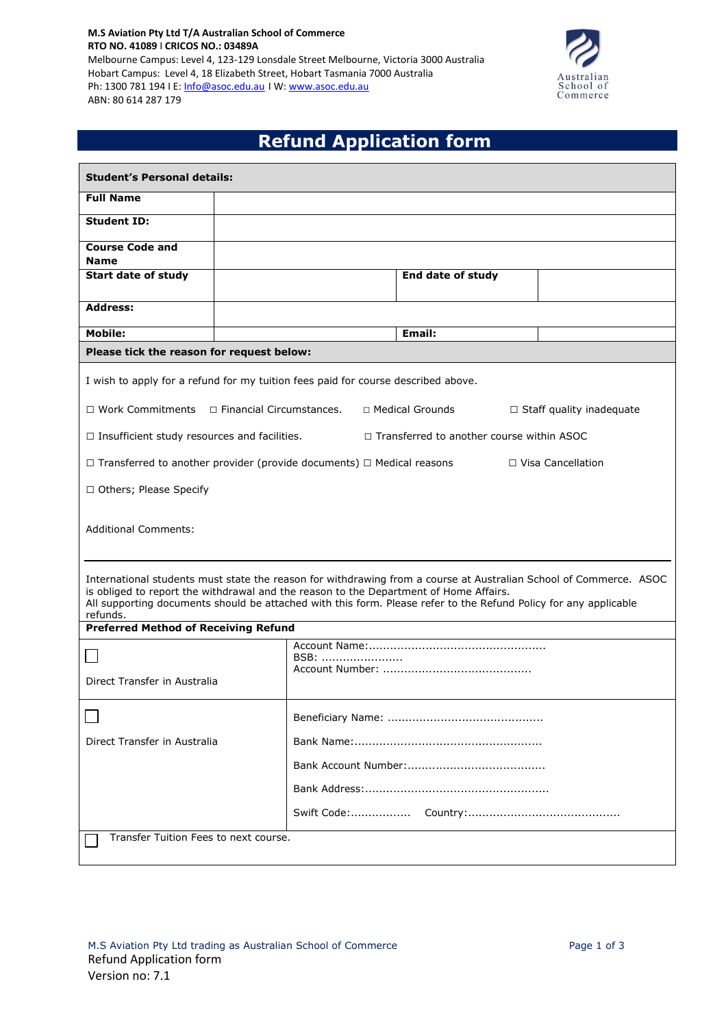**M.S Aviation Pty Ltd T/A Australian School of Commerce**
**RTO NO. 41089 I CRICOS NO.: 03489A**
Melbourne Campus: Level 4, 123-129 Lonsdale Street Melbourne, Victoria 3000 Australia
Hobart Campus: Level 4, 18 Elizabeth Street, Hobart Tasmania 7000 Australia
Ph: 1300 781 194 I E: Info@asoc.edu.au I W: www.asoc.edu.au
ABN: 80 614 287 179

# Refund Application form

| **Student's Personal details:** | | | |
|---|---|---|---|
| **Full Name** | | | |
| **Student ID:** | | | |
| **Course Code and Name** | | | |
| **Start date of study** | | **End date of study** | |
| **Address:** | | | |
| **Mobile:** | | **Email:** | |

**Please tick the reason for request below:**

I wish to apply for a refund for my tuition fees paid for course described above.

□ Work Commitments □ Financial Circumstances. □ Medical Grounds □ Staff quality inadequate

□ Insufficient study resources and facilities. □ Transferred to another course within ASOC

□ Transferred to another provider (provide documents) □ Medical reasons □ Visa Cancellation

□ Others; Please Specify

Additional Comments:

International students must state the reason for withdrawing from a course at Australian School of Commerce. ASOC is obliged to report the withdrawal and the reason to the Department of Home Affairs.
All supporting documents should be attached with this form. Please refer to the Refund Policy for any applicable refunds.

**Preferred Method of Receiving Refund**

| | |
|---|---|
| ☐ Direct Transfer in Australia | Account Name:................................................. BSB: ...................... Account Number: ......................................... |
| ☐ Direct Transfer in Australia | Beneficiary Name: ........................................... Bank Name:.................................................... Bank Account Number:...................................... Bank Address:.................................................. Swift Code:................. Country:.......................................... |
| ☐ Transfer Tuition Fees to next course. | |

M.S Aviation Pty Ltd trading as Australian School of Commerce
Refund Application form
Version no: 7.1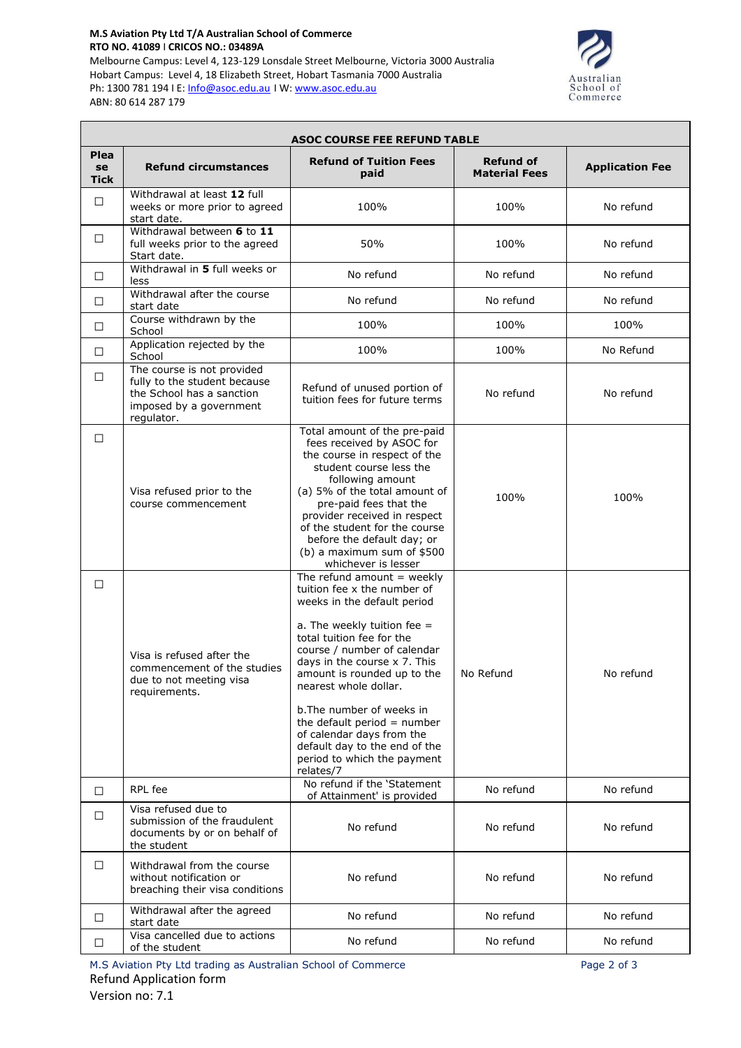M.S Aviation Pty Ltd T/A Australian School of Commerce
RTO NO. 41089 I CRICOS NO.: 03489A
Melbourne Campus: Level 4, 123-129 Lonsdale Street Melbourne, Victoria 3000 Australia
Hobart Campus: Level 4, 18 Elizabeth Street, Hobart Tasmania 7000 Australia
Ph: 1300 781 194 I E: Info@asoc.edu.au I W: www.asoc.edu.au
ABN: 80 614 287 179

## ASOC COURSE FEE REFUND TABLE

| Please Tick | Refund circumstances | Refund of Tuition Fees paid | Refund of Material Fees | Application Fee |
|---|---|---|---|---|
| ☐ | Withdrawal at least **12** full weeks or more prior to agreed start date. | 100% | 100% | No refund |
| ☐ | Withdrawal between **6** to **11** full weeks prior to the agreed Start date. | 50% | 100% | No refund |
| ☐ | Withdrawal in **5** full weeks or less | No refund | No refund | No refund |
| ☐ | Withdrawal after the course start date | No refund | No refund | No refund |
| ☐ | Course withdrawn by the School | 100% | 100% | 100% |
| ☐ | Application rejected by the School | 100% | 100% | No Refund |
| ☐ | The course is not provided fully to the student because the School has a sanction imposed by a government regulator. | Refund of unused portion of tuition fees for future terms | No refund | No refund |
| ☐ | Visa refused prior to the course commencement | Total amount of the pre-paid fees received by ASOC for the course in respect of the student course less the following amount (a) 5% of the total amount of pre-paid fees that the provider received in respect of the student for the course before the default day; or (b) a maximum sum of $500 whichever is lesser | 100% | 100% |
| ☐ | Visa is refused after the commencement of the studies due to not meeting visa requirements. | The refund amount = weekly tuition fee x the number of weeks in the default period<br><br>a. The weekly tuition fee = total tuition fee for the course / number of calendar days in the course x 7. This amount is rounded up to the nearest whole dollar.<br><br>b.The number of weeks in the default period = number of calendar days from the default day to the end of the period to which the payment relates/7 | No Refund | No refund |
| ☐ | RPL fee | No refund if the 'Statement of Attainment' is provided | No refund | No refund |
| ☐ | Visa refused due to submission of the fraudulent documents by or on behalf of the student | No refund | No refund | No refund |
| ☐ | Withdrawal from the course without notification or breaching their visa conditions | No refund | No refund | No refund |
| ☐ | Withdrawal after the agreed start date | No refund | No refund | No refund |
| ☐ | Visa cancelled due to actions of the student | No refund | No refund | No refund |

M.S Aviation Pty Ltd trading as Australian School of Commerce
Refund Application form
Version no: 7.1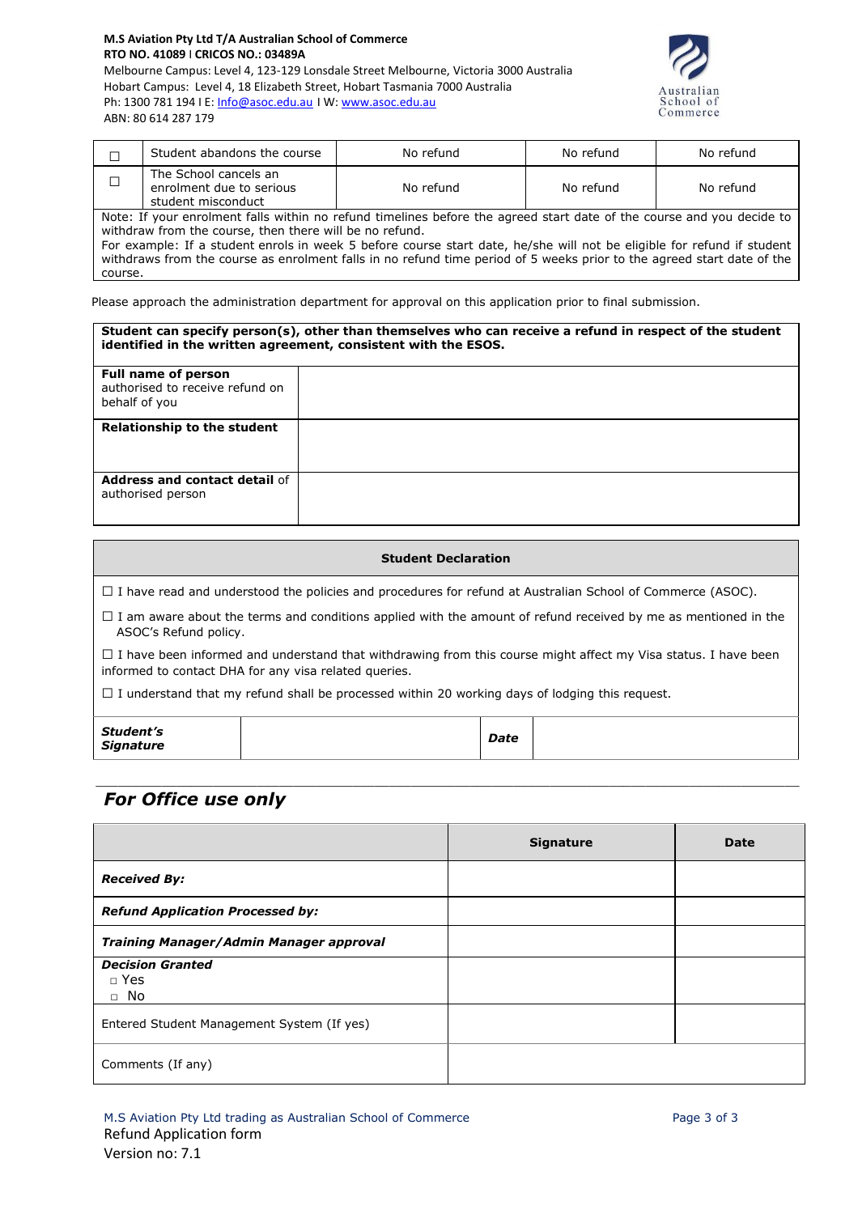| | | | | |
|---|---|---|---|---|
| ☐ | Student abandons the course | No refund | No refund | No refund |
| ☐ | The School cancels an enrolment due to serious student misconduct | No refund | No refund | No refund |

Note: If your enrolment falls within no refund timelines before the agreed start date of the course and you decide to withdraw from the course, then there will be no refund.
For example: If a student enrols in week 5 before course start date, he/she will not be eligible for refund if student withdraws from the course as enrolment falls in no refund time period of 5 weeks prior to the agreed start date of the course.

Please approach the administration department for approval on this application prior to final submission.

**Student can specify person(s), other than themselves who can receive a refund in respect of the student identified in the written agreement, consistent with the ESOS.**

| | |
|---|---|
| **Full name of person** authorised to receive refund on behalf of you | |
| **Relationship to the student** | |
| **Address and contact detail** of authorised person | |

**Student Declaration**

☐ I have read and understood the policies and procedures for refund at Australian School of Commerce (ASOC).

☐ I am aware about the terms and conditions applied with the amount of refund received by me as mentioned in the ASOC's Refund policy.

☐ I have been informed and understand that withdrawing from this course might affect my Visa status. I have been informed to contact DHA for any visa related queries.

☐ I understand that my refund shall be processed within 20 working days of lodging this request.

| | | | |
|---|---|---|---|
| ***Student's Signature*** | | ***Date*** | |

## *For Office use only*

| | Signature | Date |
|---|---|---|
| ***Received By:*** | | |
| ***Refund Application Processed by:*** | | |
| ***Training Manager/Admin Manager approval*** | | |
| ***Decision Granted*** ▫ Yes ▫ No | | |
| Entered Student Management System (If yes) | | |
| Comments (If any) | | |